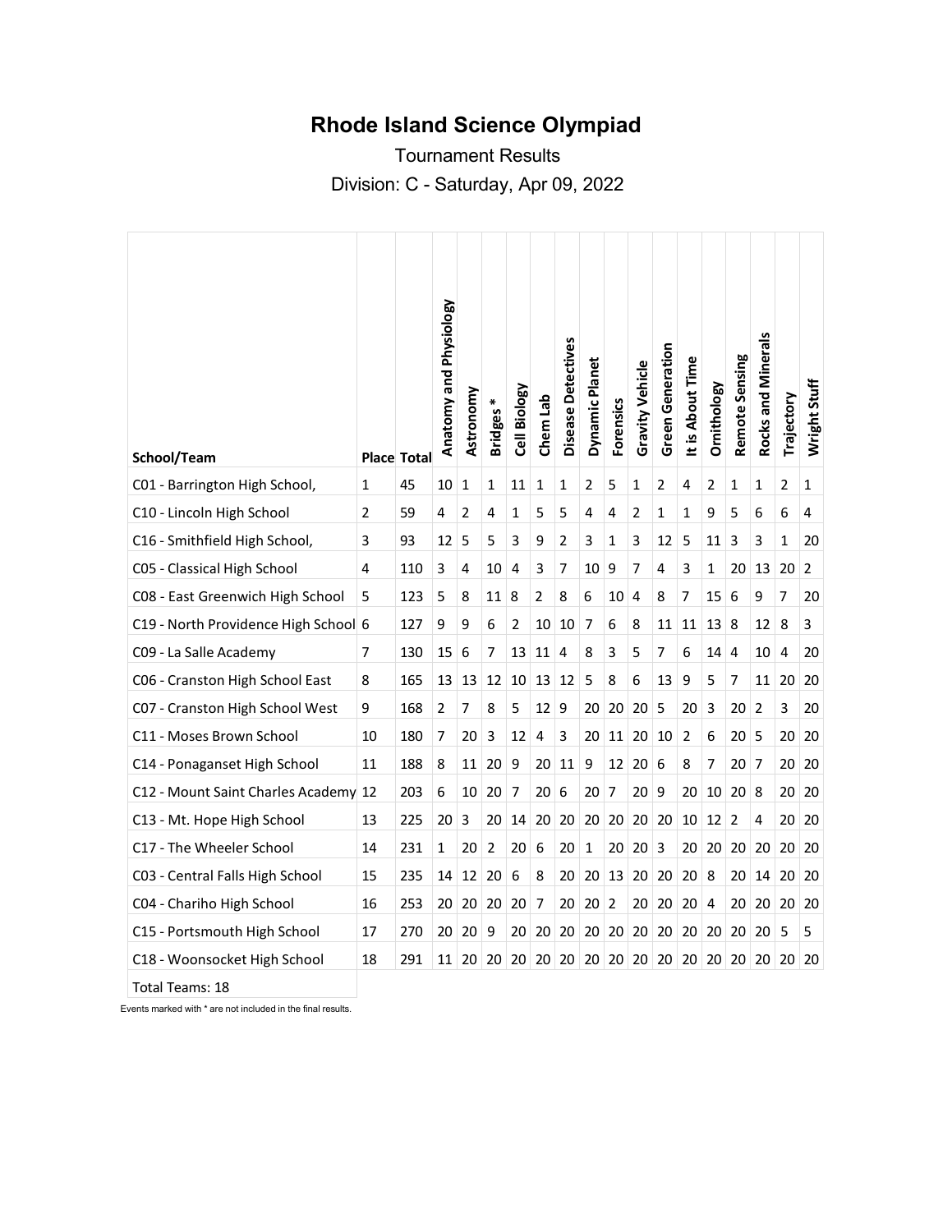# Rhode Island Science Olympiad

Tournament Results

Division: C - Saturday, Apr 09, 2022

| School/Team | Place | Total | Anatomy and Physiology | Astronomy | Bridges * | Cell Biology | Chem Lab | Disease Detectives | Dynamic Planet | Forensics | Gravity Vehicle | Green Generation | It is About Time | Ornithology | Remote Sensing | Rocks and Minerals | Trajectory | Wright Stuff |
|---|---|---|---|---|---|---|---|---|---|---|---|---|---|---|---|---|---|---|
| C01 - Barrington High School, | 1 | 45 | 10 | 1 | 1 | 11 | 1 | 1 | 2 | 5 | 1 | 2 | 4 | 2 | 1 | 1 | 2 | 1 |
| C10 - Lincoln High School | 2 | 59 | 4 | 2 | 4 | 1 | 5 | 5 | 4 | 4 | 2 | 1 | 1 | 9 | 5 | 6 | 6 | 4 |
| C16 - Smithfield High School, | 3 | 93 | 12 | 5 | 5 | 3 | 9 | 2 | 3 | 1 | 3 | 12 | 5 | 11 | 3 | 3 | 1 | 20 |
| C05 - Classical High School | 4 | 110 | 3 | 4 | 10 | 4 | 3 | 7 | 10 | 9 | 7 | 4 | 3 | 1 | 20 | 13 | 20 | 2 |
| C08 - East Greenwich High School | 5 | 123 | 5 | 8 | 11 | 8 | 2 | 8 | 6 | 10 | 4 | 8 | 7 | 15 | 6 | 9 | 7 | 20 |
| C19 - North Providence High School | 6 | 127 | 9 | 9 | 6 | 2 | 10 | 10 | 7 | 6 | 8 | 11 | 11 | 13 | 8 | 12 | 8 | 3 |
| C09 - La Salle Academy | 7 | 130 | 15 | 6 | 7 | 13 | 11 | 4 | 8 | 3 | 5 | 7 | 6 | 14 | 4 | 10 | 4 | 20 |
| C06 - Cranston High School East | 8 | 165 | 13 | 13 | 12 | 10 | 13 | 12 | 5 | 8 | 6 | 13 | 9 | 5 | 7 | 11 | 20 | 20 |
| C07 - Cranston High School West | 9 | 168 | 2 | 7 | 8 | 5 | 12 | 9 | 20 | 20 | 20 | 5 | 20 | 3 | 20 | 2 | 3 | 20 |
| C11 - Moses Brown School | 10 | 180 | 7 | 20 | 3 | 12 | 4 | 3 | 20 | 11 | 20 | 10 | 2 | 6 | 20 | 5 | 20 | 20 |
| C14 - Ponaganset High School | 11 | 188 | 8 | 11 | 20 | 9 | 20 | 11 | 9 | 12 | 20 | 6 | 8 | 7 | 20 | 7 | 20 | 20 |
| C12 - Mount Saint Charles Academy | 12 | 203 | 6 | 10 | 20 | 7 | 20 | 6 | 20 | 7 | 20 | 9 | 20 | 10 | 20 | 8 | 20 | 20 |
| C13 - Mt. Hope High School | 13 | 225 | 20 | 3 | 20 | 14 | 20 | 20 | 20 | 20 | 20 | 20 | 10 | 12 | 2 | 4 | 20 | 20 |
| C17 - The Wheeler School | 14 | 231 | 1 | 20 | 2 | 20 | 6 | 20 | 1 | 20 | 20 | 3 | 20 | 20 | 20 | 20 | 20 | 20 |
| C03 - Central Falls High School | 15 | 235 | 14 | 12 | 20 | 6 | 8 | 20 | 20 | 13 | 20 | 20 | 20 | 8 | 20 | 14 | 20 | 20 |
| C04 - Chariho High School | 16 | 253 | 20 | 20 | 20 | 20 | 7 | 20 | 20 | 2 | 20 | 20 | 20 | 4 | 20 | 20 | 20 | 20 |
| C15 - Portsmouth High School | 17 | 270 | 20 | 20 | 9 | 20 | 20 | 20 | 20 | 20 | 20 | 20 | 20 | 20 | 20 | 20 | 5 | 5 |
| C18 - Woonsocket High School | 18 | 291 | 11 | 20 | 20 | 20 | 20 | 20 | 20 | 20 | 20 | 20 | 20 | 20 | 20 | 20 | 20 | 20 |

Total Teams: 18

Events marked with * are not included in the final results.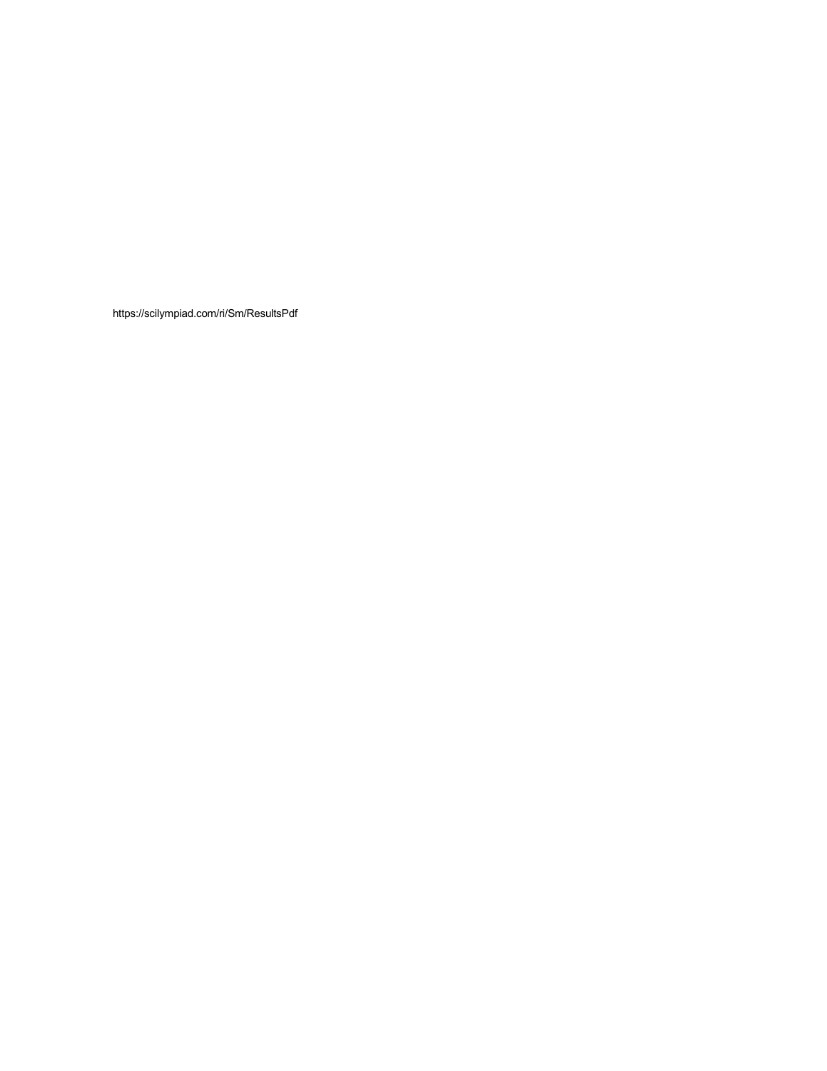https://scilympiad.com/ri/Sm/ResultsPdf